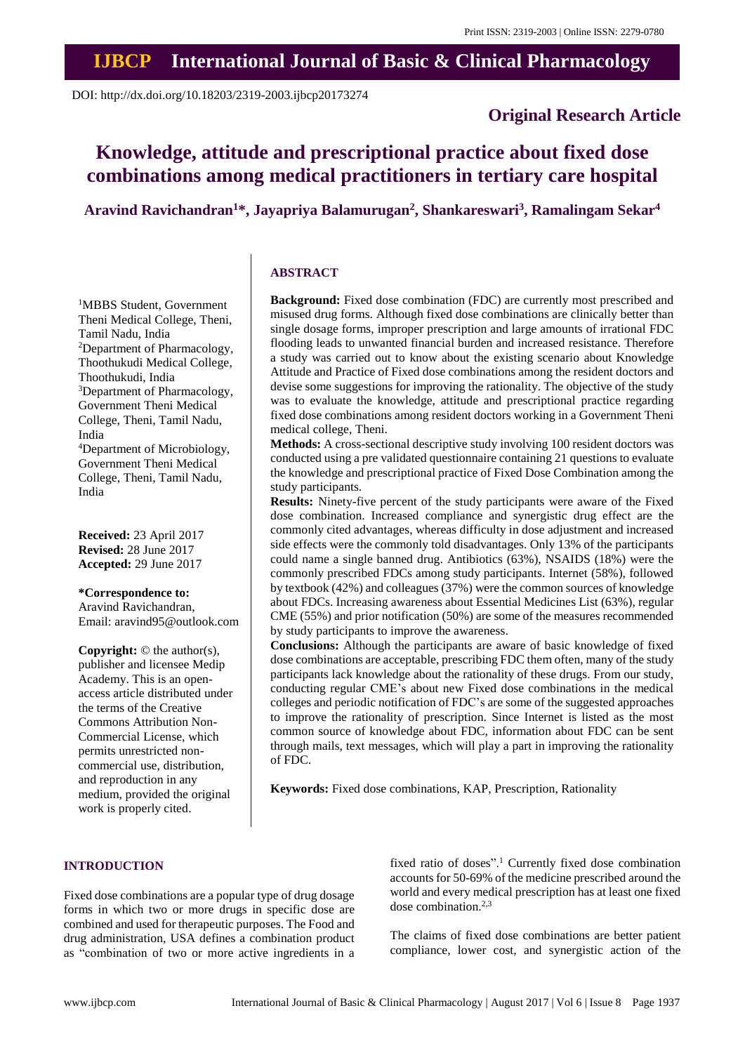Print ISSN: 2319-2003 | Online ISSN: 2279-0780

# IJBCP International Journal of Basic & Clinical Pharmacology

DOI: http://dx.doi.org/10.18203/2319-2003.ijbcp20173274

**Original Research Article**

# Knowledge, attitude and prescriptional practice about fixed dose combinations among medical practitioners in tertiary care hospital

**Aravind Ravichandran[1]\*, Jayapriya Balamurugan[2], Shankareswari[3], Ramalingam Sekar[4]**

[1]MBBS Student, Government Theni Medical College, Theni, Tamil Nadu, India
[2]Department of Pharmacology, Thoothukudi Medical College, Thoothukudi, India
[3]Department of Pharmacology, Government Theni Medical College, Theni, Tamil Nadu, India
[4]Department of Microbiology, Government Theni Medical College, Theni, Tamil Nadu, India

**Received:** 23 April 2017
**Revised:** 28 June 2017
**Accepted:** 29 June 2017

**\*Correspondence to:**
Aravind Ravichandran,
Email: aravind95@outlook.com

**Copyright:** © the author(s), publisher and licensee Medip Academy. This is an open-access article distributed under the terms of the Creative Commons Attribution Non-Commercial License, which permits unrestricted non-commercial use, distribution, and reproduction in any medium, provided the original work is properly cited.

## ABSTRACT

**Background:** Fixed dose combination (FDC) are currently most prescribed and misused drug forms. Although fixed dose combinations are clinically better than single dosage forms, improper prescription and large amounts of irrational FDC flooding leads to unwanted financial burden and increased resistance. Therefore a study was carried out to know about the existing scenario about Knowledge Attitude and Practice of Fixed dose combinations among the resident doctors and devise some suggestions for improving the rationality. The objective of the study was to evaluate the knowledge, attitude and prescriptional practice regarding fixed dose combinations among resident doctors working in a Government Theni medical college, Theni.

**Methods:** A cross-sectional descriptive study involving 100 resident doctors was conducted using a pre validated questionnaire containing 21 questions to evaluate the knowledge and prescriptional practice of Fixed Dose Combination among the study participants.

**Results:** Ninety-five percent of the study participants were aware of the Fixed dose combination. Increased compliance and synergistic drug effect are the commonly cited advantages, whereas difficulty in dose adjustment and increased side effects were the commonly told disadvantages. Only 13% of the participants could name a single banned drug. Antibiotics (63%), NSAIDS (18%) were the commonly prescribed FDCs among study participants. Internet (58%), followed by textbook (42%) and colleagues (37%) were the common sources of knowledge about FDCs. Increasing awareness about Essential Medicines List (63%), regular CME (55%) and prior notification (50%) are some of the measures recommended by study participants to improve the awareness.

**Conclusions:** Although the participants are aware of basic knowledge of fixed dose combinations are acceptable, prescribing FDC them often, many of the study participants lack knowledge about the rationality of these drugs. From our study, conducting regular CME's about new Fixed dose combinations in the medical colleges and periodic notification of FDC's are some of the suggested approaches to improve the rationality of prescription. Since Internet is listed as the most common source of knowledge about FDC, information about FDC can be sent through mails, text messages, which will play a part in improving the rationality of FDC.

**Keywords:** Fixed dose combinations, KAP, Prescription, Rationality

## INTRODUCTION

Fixed dose combinations are a popular type of drug dosage forms in which two or more drugs in specific dose are combined and used for therapeutic purposes. The Food and drug administration, USA defines a combination product as "combination of two or more active ingredients in a fixed ratio of doses".[1] Currently fixed dose combination accounts for 50-69% of the medicine prescribed around the world and every medical prescription has at least one fixed dose combination.[2,3]

The claims of fixed dose combinations are better patient compliance, lower cost, and synergistic action of the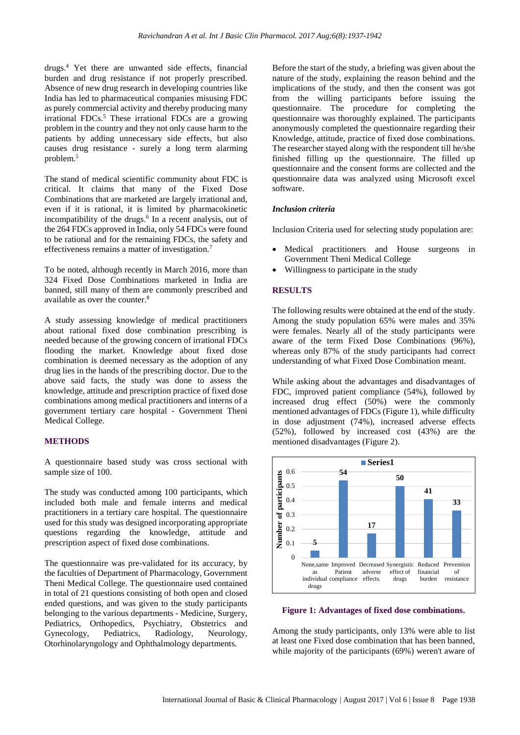drugs.[4] Yet there are unwanted side effects, financial burden and drug resistance if not properly prescribed. Absence of new drug research in developing countries like India has led to pharmaceutical companies misusing FDC as purely commercial activity and thereby producing many irrational FDCs.[5] These irrational FDCs are a growing problem in the country and they not only cause harm to the patients by adding unnecessary side effects, but also causes drug resistance - surely a long term alarming problem.[5]

The stand of medical scientific community about FDC is critical. It claims that many of the Fixed Dose Combinations that are marketed are largely irrational and, even if it is rational, it is limited by pharmacokinetic incompatibility of the drugs.[6] In a recent analysis, out of the 264 FDCs approved in India, only 54 FDCs were found to be rational and for the remaining FDCs, the safety and effectiveness remains a matter of investigation.[7]

To be noted, although recently in March 2016, more than 324 Fixed Dose Combinations marketed in India are banned, still many of them are commonly prescribed and available as over the counter.[8]

A study assessing knowledge of medical practitioners about rational fixed dose combination prescribing is needed because of the growing concern of irrational FDCs flooding the market. Knowledge about fixed dose combination is deemed necessary as the adoption of any drug lies in the hands of the prescribing doctor. Due to the above said facts, the study was done to assess the knowledge, attitude and prescription practice of fixed dose combinations among medical practitioners and interns of a government tertiary care hospital - Government Theni Medical College.

## METHODS

A questionnaire based study was cross sectional with sample size of 100.

The study was conducted among 100 participants, which included both male and female interns and medical practitioners in a tertiary care hospital. The questionnaire used for this study was designed incorporating appropriate questions regarding the knowledge, attitude and prescription aspect of fixed dose combinations.

The questionnaire was pre-validated for its accuracy, by the faculties of Department of Pharmacology, Government Theni Medical College. The questionnaire used contained in total of 21 questions consisting of both open and closed ended questions, and was given to the study participants belonging to the various departments - Medicine, Surgery, Pediatrics, Orthopedics, Psychiatry, Obstetrics and Gynecology, Pediatrics, Radiology, Neurology, Otorhinolaryngology and Ophthalmology departments.

Before the start of the study, a briefing was given about the nature of the study, explaining the reason behind and the implications of the study, and then the consent was got from the willing participants before issuing the questionnaire. The procedure for completing the questionnaire was thoroughly explained. The participants anonymously completed the questionnaire regarding their Knowledge, attitude, practice of fixed dose combinations. The researcher stayed along with the respondent till he/she finished filling up the questionnaire. The filled up questionnaire and the consent forms are collected and the questionnaire data was analyzed using Microsoft excel software.

### *Inclusion criteria*

Inclusion Criteria used for selecting study population are:

- Medical practitioners and House surgeons in Government Theni Medical College
- Willingness to participate in the study

## RESULTS

The following results were obtained at the end of the study. Among the study population 65% were males and 35% were females. Nearly all of the study participants were aware of the term Fixed Dose Combinations (96%), whereas only 87% of the study participants had correct understanding of what Fixed Dose Combination meant.

While asking about the advantages and disadvantages of FDC, improved patient compliance (54%), followed by increased drug effect (50%) were the commonly mentioned advantages of FDCs (Figure 1), while difficulty in dose adjustment (74%), increased adverse effects (52%), followed by increased cost (43%) are the mentioned disadvantages (Figure 2).

**Figure 1: Advantages of fixed dose combinations.**

Among the study participants, only 13% were able to list at least one Fixed dose combination that has been banned, while majority of the participants (69%) weren't aware of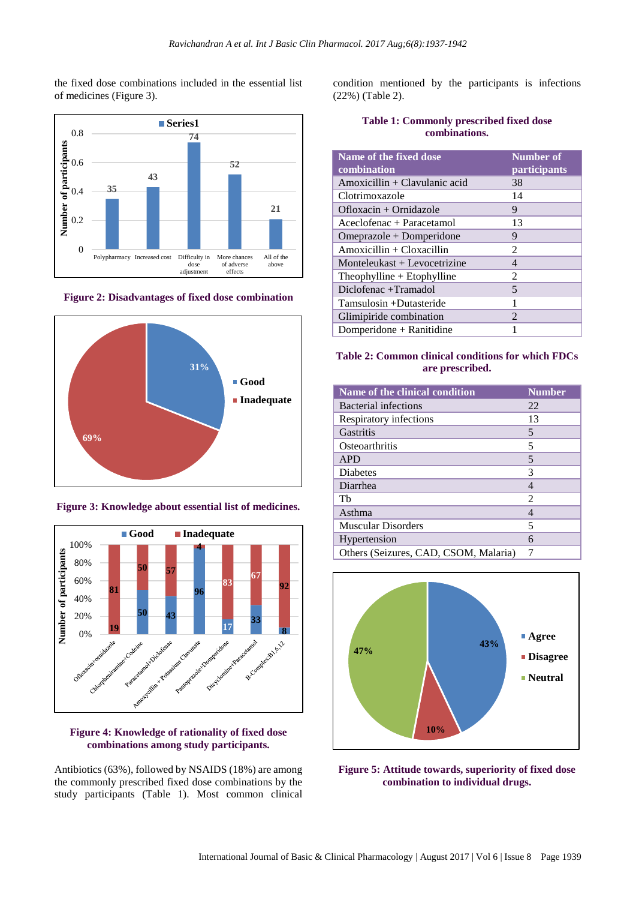the fixed dose combinations included in the essential list of medicines (Figure 3).

**Figure 2: Disadvantages of fixed dose combination**

**Figure 3: Knowledge about essential list of medicines.**

**Figure 4: Knowledge of rationality of fixed dose combinations among study participants.**

Antibiotics (63%), followed by NSAIDS (18%) are among the commonly prescribed fixed dose combinations by the study participants (Table 1). Most common clinical condition mentioned by the participants is infections (22%) (Table 2).

**Table 1: Commonly prescribed fixed dose combinations.**

| Name of the fixed dose combination | Number of participants |
|---|---|
| Amoxicillin + Clavulanic acid | 38 |
| Clotrimoxazole | 14 |
| Ofloxacin + Ornidazole | 9 |
| Aceclofenac + Paracetamol | 13 |
| Omeprazole + Domperidone | 9 |
| Amoxicillin + Cloxacillin | 2 |
| Monteleukast + Levocetrizine | 4 |
| Theophylline + Etophylline | 2 |
| Diclofenac +Tramadol | 5 |
| Tamsulosin +Dutasteride | 1 |
| Glimipiride combination | 2 |
| Domperidone + Ranitidine | 1 |

**Table 2: Common clinical conditions for which FDCs are prescribed.**

| Name of the clinical condition | Number |
|---|---|
| Bacterial infections | 22 |
| Respiratory infections | 13 |
| Gastritis | 5 |
| Osteoarthritis | 5 |
| APD | 5 |
| Diabetes | 3 |
| Diarrhea | 4 |
| Tb | 2 |
| Asthma | 4 |
| Muscular Disorders | 5 |
| Hypertension | 6 |
| Others (Seizures, CAD, CSOM, Malaria) | 7 |

**Figure 5: Attitude towards, superiority of fixed dose combination to individual drugs.**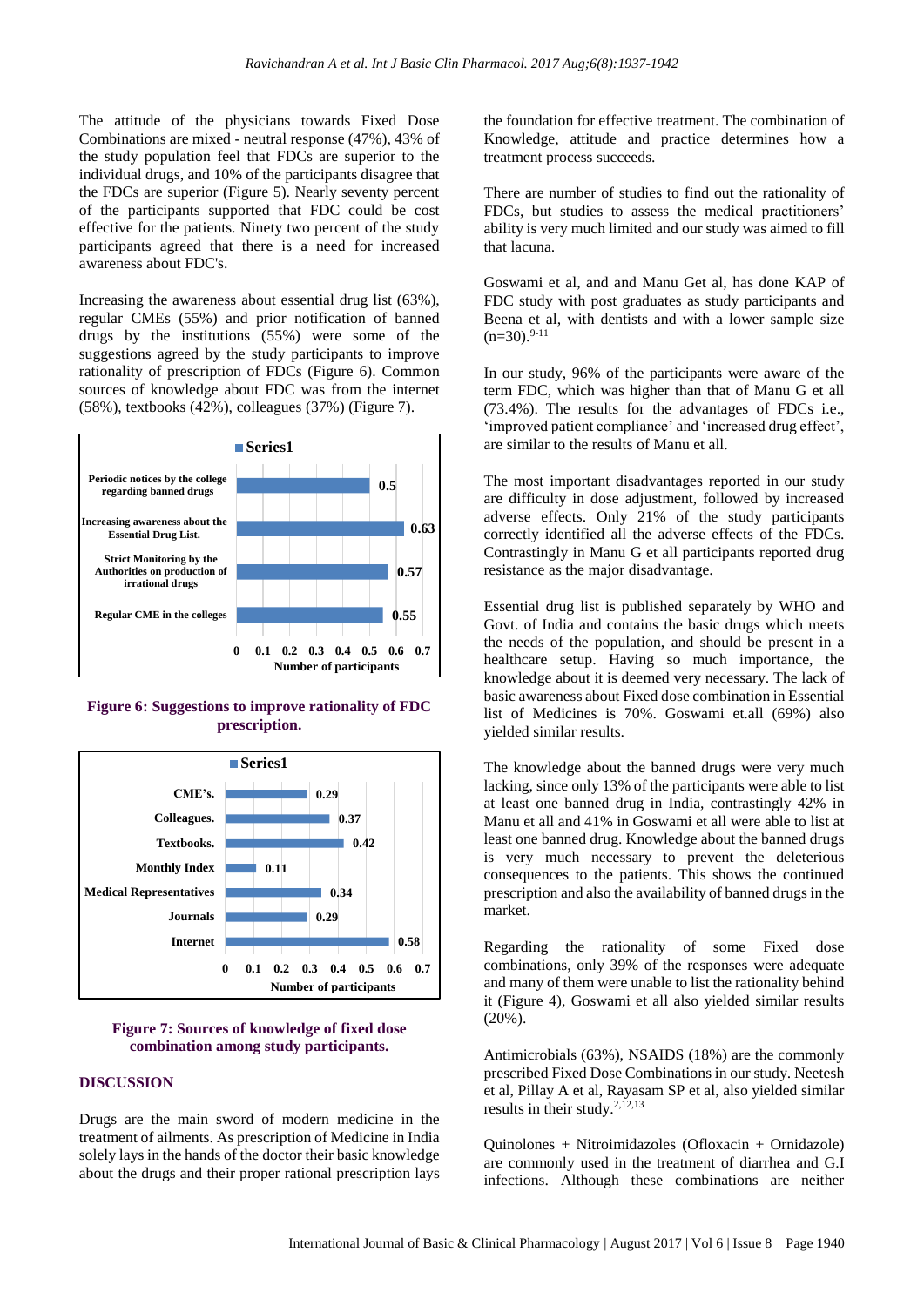The attitude of the physicians towards Fixed Dose Combinations are mixed - neutral response (47%), 43% of the study population feel that FDCs are superior to the individual drugs, and 10% of the participants disagree that the FDCs are superior (Figure 5). Nearly seventy percent of the participants supported that FDC could be cost effective for the patients. Ninety two percent of the study participants agreed that there is a need for increased awareness about FDC's.

Increasing the awareness about essential drug list (63%), regular CMEs (55%) and prior notification of banned drugs by the institutions (55%) were some of the suggestions agreed by the study participants to improve rationality of prescription of FDCs (Figure 6). Common sources of knowledge about FDC was from the internet (58%), textbooks (42%), colleagues (37%) (Figure 7).

| Suggestion | Number of participants (Series1) |
|---|---|
| Periodic notices by the college regarding banned drugs | 0.5 |
| Increasing awareness about the Essential Drug List. | 0.63 |
| Strict Monitoring by the Authorities on production of irrational drugs | 0.57 |
| Regular CME in the colleges | 0.55 |

**Figure 6: Suggestions to improve rationality of FDC prescription.**

| Source | Number of participants (Series1) |
|---|---|
| CME's. | 0.29 |
| Colleagues. | 0.37 |
| Textbooks. | 0.42 |
| Monthly Index | 0.11 |
| Medical Representatives | 0.34 |
| Journals | 0.29 |
| Internet | 0.58 |

**Figure 7: Sources of knowledge of fixed dose combination among study participants.**

## DISCUSSION

Drugs are the main sword of modern medicine in the treatment of ailments. As prescription of Medicine in India solely lays in the hands of the doctor their basic knowledge about the drugs and their proper rational prescription lays the foundation for effective treatment. The combination of Knowledge, attitude and practice determines how a treatment process succeeds.

There are number of studies to find out the rationality of FDCs, but studies to assess the medical practitioners' ability is very much limited and our study was aimed to fill that lacuna.

Goswami et al, and and Manu Get al, has done KAP of FDC study with post graduates as study participants and Beena et al, with dentists and with a lower sample size (n=30).[9-11]

In our study, 96% of the participants were aware of the term FDC, which was higher than that of Manu G et all (73.4%). The results for the advantages of FDCs i.e., 'improved patient compliance' and 'increased drug effect', are similar to the results of Manu et all.

The most important disadvantages reported in our study are difficulty in dose adjustment, followed by increased adverse effects. Only 21% of the study participants correctly identified all the adverse effects of the FDCs. Contrastingly in Manu G et all participants reported drug resistance as the major disadvantage.

Essential drug list is published separately by WHO and Govt. of India and contains the basic drugs which meets the needs of the population, and should be present in a healthcare setup. Having so much importance, the knowledge about it is deemed very necessary. The lack of basic awareness about Fixed dose combination in Essential list of Medicines is 70%. Goswami et.all (69%) also yielded similar results.

The knowledge about the banned drugs were very much lacking, since only 13% of the participants were able to list at least one banned drug in India, contrastingly 42% in Manu et all and 41% in Goswami et all were able to list at least one banned drug. Knowledge about the banned drugs is very much necessary to prevent the deleterious consequences to the patients. This shows the continued prescription and also the availability of banned drugs in the market.

Regarding the rationality of some Fixed dose combinations, only 39% of the responses were adequate and many of them were unable to list the rationality behind it (Figure 4), Goswami et all also yielded similar results (20%).

Antimicrobials (63%), NSAIDS (18%) are the commonly prescribed Fixed Dose Combinations in our study. Neetesh et al, Pillay A et al, Rayasam SP et al, also yielded similar results in their study.[2,12,13]

Quinolones + Nitroimidazoles (Ofloxacin + Ornidazole) are commonly used in the treatment of diarrhea and G.I infections. Although these combinations are neither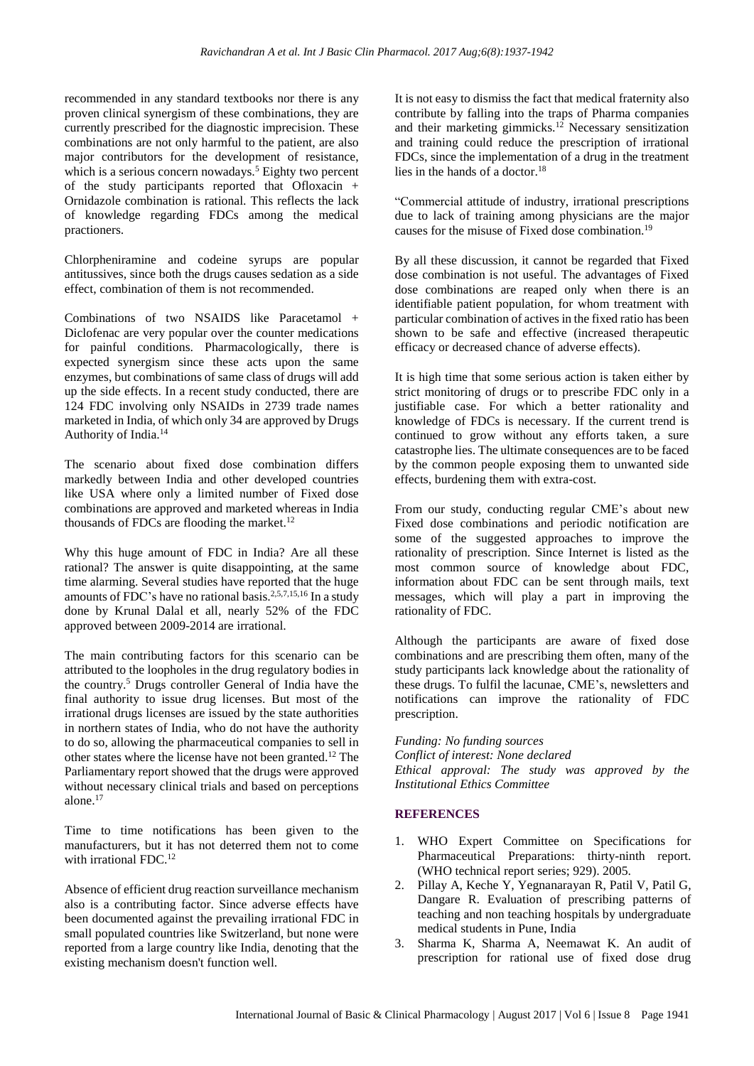recommended in any standard textbooks nor there is any proven clinical synergism of these combinations, they are currently prescribed for the diagnostic imprecision. These combinations are not only harmful to the patient, are also major contributors for the development of resistance, which is a serious concern nowadays.[5] Eighty two percent of the study participants reported that Ofloxacin + Ornidazole combination is rational. This reflects the lack of knowledge regarding FDCs among the medical practioners.

Chlorpheniramine and codeine syrups are popular antitussives, since both the drugs causes sedation as a side effect, combination of them is not recommended.

Combinations of two NSAIDS like Paracetamol + Diclofenac are very popular over the counter medications for painful conditions. Pharmacologically, there is expected synergism since these acts upon the same enzymes, but combinations of same class of drugs will add up the side effects. In a recent study conducted, there are 124 FDC involving only NSAIDs in 2739 trade names marketed in India, of which only 34 are approved by Drugs Authority of India.[14]

The scenario about fixed dose combination differs markedly between India and other developed countries like USA where only a limited number of Fixed dose combinations are approved and marketed whereas in India thousands of FDCs are flooding the market.[12]

Why this huge amount of FDC in India? Are all these rational? The answer is quite disappointing, at the same time alarming. Several studies have reported that the huge amounts of FDC's have no rational basis.[2,5,7,15,16] In a study done by Krunal Dalal et all, nearly 52% of the FDC approved between 2009-2014 are irrational.

The main contributing factors for this scenario can be attributed to the loopholes in the drug regulatory bodies in the country.[5] Drugs controller General of India have the final authority to issue drug licenses. But most of the irrational drugs licenses are issued by the state authorities in northern states of India, who do not have the authority to do so, allowing the pharmaceutical companies to sell in other states where the license have not been granted.[12] The Parliamentary report showed that the drugs were approved without necessary clinical trials and based on perceptions alone.[17]

Time to time notifications has been given to the manufacturers, but it has not deterred them not to come with irrational FDC.[12]

Absence of efficient drug reaction surveillance mechanism also is a contributing factor. Since adverse effects have been documented against the prevailing irrational FDC in small populated countries like Switzerland, but none were reported from a large country like India, denoting that the existing mechanism doesn't function well.

It is not easy to dismiss the fact that medical fraternity also contribute by falling into the traps of Pharma companies and their marketing gimmicks.[12] Necessary sensitization and training could reduce the prescription of irrational FDCs, since the implementation of a drug in the treatment lies in the hands of a doctor.[18]

"Commercial attitude of industry, irrational prescriptions due to lack of training among physicians are the major causes for the misuse of Fixed dose combination.[19]

By all these discussion, it cannot be regarded that Fixed dose combination is not useful. The advantages of Fixed dose combinations are reaped only when there is an identifiable patient population, for whom treatment with particular combination of actives in the fixed ratio has been shown to be safe and effective (increased therapeutic efficacy or decreased chance of adverse effects).

It is high time that some serious action is taken either by strict monitoring of drugs or to prescribe FDC only in a justifiable case. For which a better rationality and knowledge of FDCs is necessary. If the current trend is continued to grow without any efforts taken, a sure catastrophe lies. The ultimate consequences are to be faced by the common people exposing them to unwanted side effects, burdening them with extra-cost.

From our study, conducting regular CME's about new Fixed dose combinations and periodic notification are some of the suggested approaches to improve the rationality of prescription. Since Internet is listed as the most common source of knowledge about FDC, information about FDC can be sent through mails, text messages, which will play a part in improving the rationality of FDC.

Although the participants are aware of fixed dose combinations and are prescribing them often, many of the study participants lack knowledge about the rationality of these drugs. To fulfil the lacunae, CME's, newsletters and notifications can improve the rationality of FDC prescription.

*Funding: No funding sources*
*Conflict of interest: None declared*
*Ethical approval: The study was approved by the Institutional Ethics Committee*

## REFERENCES

1. WHO Expert Committee on Specifications for Pharmaceutical Preparations: thirty-ninth report. (WHO technical report series; 929). 2005.
2. Pillay A, Keche Y, Yegnanarayan R, Patil V, Patil G, Dangare R. Evaluation of prescribing patterns of teaching and non teaching hospitals by undergraduate medical students in Pune, India
3. Sharma K, Sharma A, Neemawat K. An audit of prescription for rational use of fixed dose drug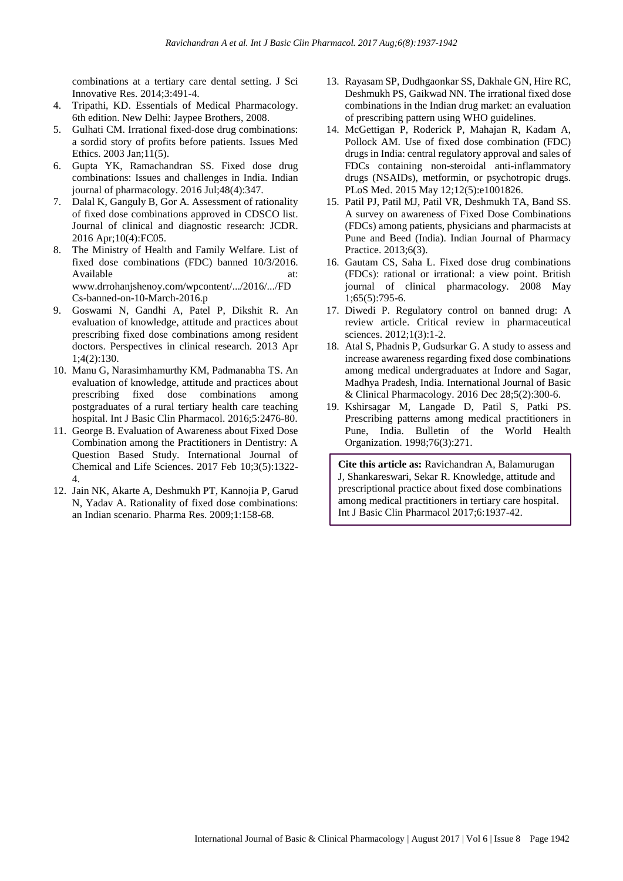combinations at a tertiary care dental setting. J Sci Innovative Res. 2014;3:491-4.

4. Tripathi, KD. Essentials of Medical Pharmacology. 6th edition. New Delhi: Jaypee Brothers, 2008.
5. Gulhati CM. Irrational fixed-dose drug combinations: a sordid story of profits before patients. Issues Med Ethics. 2003 Jan;11(5).
6. Gupta YK, Ramachandran SS. Fixed dose drug combinations: Issues and challenges in India. Indian journal of pharmacology. 2016 Jul;48(4):347.
7. Dalal K, Ganguly B, Gor A. Assessment of rationality of fixed dose combinations approved in CDSCO list. Journal of clinical and diagnostic research: JCDR. 2016 Apr;10(4):FC05.
8. The Ministry of Health and Family Welfare. List of fixed dose combinations (FDC) banned 10/3/2016. Available at: www.drrohanjshenoy.com/wpcontent/.../2016/.../FDCs-banned-on-10-March-2016.p
9. Goswami N, Gandhi A, Patel P, Dikshit R. An evaluation of knowledge, attitude and practices about prescribing fixed dose combinations among resident doctors. Perspectives in clinical research. 2013 Apr 1;4(2):130.
10. Manu G, Narasimhamurthy KM, Padmanabha TS. An evaluation of knowledge, attitude and practices about prescribing fixed dose combinations among postgraduates of a rural tertiary health care teaching hospital. Int J Basic Clin Pharmacol. 2016;5:2476-80.
11. George B. Evaluation of Awareness about Fixed Dose Combination among the Practitioners in Dentistry: A Question Based Study. International Journal of Chemical and Life Sciences. 2017 Feb 10;3(5):1322-4.
12. Jain NK, Akarte A, Deshmukh PT, Kannojia P, Garud N, Yadav A. Rationality of fixed dose combinations: an Indian scenario. Pharma Res. 2009;1:158-68.
13. Rayasam SP, Dudhgaonkar SS, Dakhale GN, Hire RC, Deshmukh PS, Gaikwad NN. The irrational fixed dose combinations in the Indian drug market: an evaluation of prescribing pattern using WHO guidelines.
14. McGettigan P, Roderick P, Mahajan R, Kadam A, Pollock AM. Use of fixed dose combination (FDC) drugs in India: central regulatory approval and sales of FDCs containing non-steroidal anti-inflammatory drugs (NSAIDs), metformin, or psychotropic drugs. PLoS Med. 2015 May 12;12(5):e1001826.
15. Patil PJ, Patil MJ, Patil VR, Deshmukh TA, Band SS. A survey on awareness of Fixed Dose Combinations (FDCs) among patients, physicians and pharmacists at Pune and Beed (India). Indian Journal of Pharmacy Practice. 2013;6(3).
16. Gautam CS, Saha L. Fixed dose drug combinations (FDCs): rational or irrational: a view point. British journal of clinical pharmacology. 2008 May 1;65(5):795-6.
17. Diwedi P. Regulatory control on banned drug: A review article. Critical review in pharmaceutical sciences. 2012;1(3):1-2.
18. Atal S, Phadnis P, Gudsurkar G. A study to assess and increase awareness regarding fixed dose combinations among medical undergraduates at Indore and Sagar, Madhya Pradesh, India. International Journal of Basic & Clinical Pharmacology. 2016 Dec 28;5(2):300-6.
19. Kshirsagar M, Langade D, Patil S, Patki PS. Prescribing patterns among medical practitioners in Pune, India. Bulletin of the World Health Organization. 1998;76(3):271.

**Cite this article as:** Ravichandran A, Balamurugan J, Shankareswari, Sekar R. Knowledge, attitude and prescriptional practice about fixed dose combinations among medical practitioners in tertiary care hospital. Int J Basic Clin Pharmacol 2017;6:1937-42.